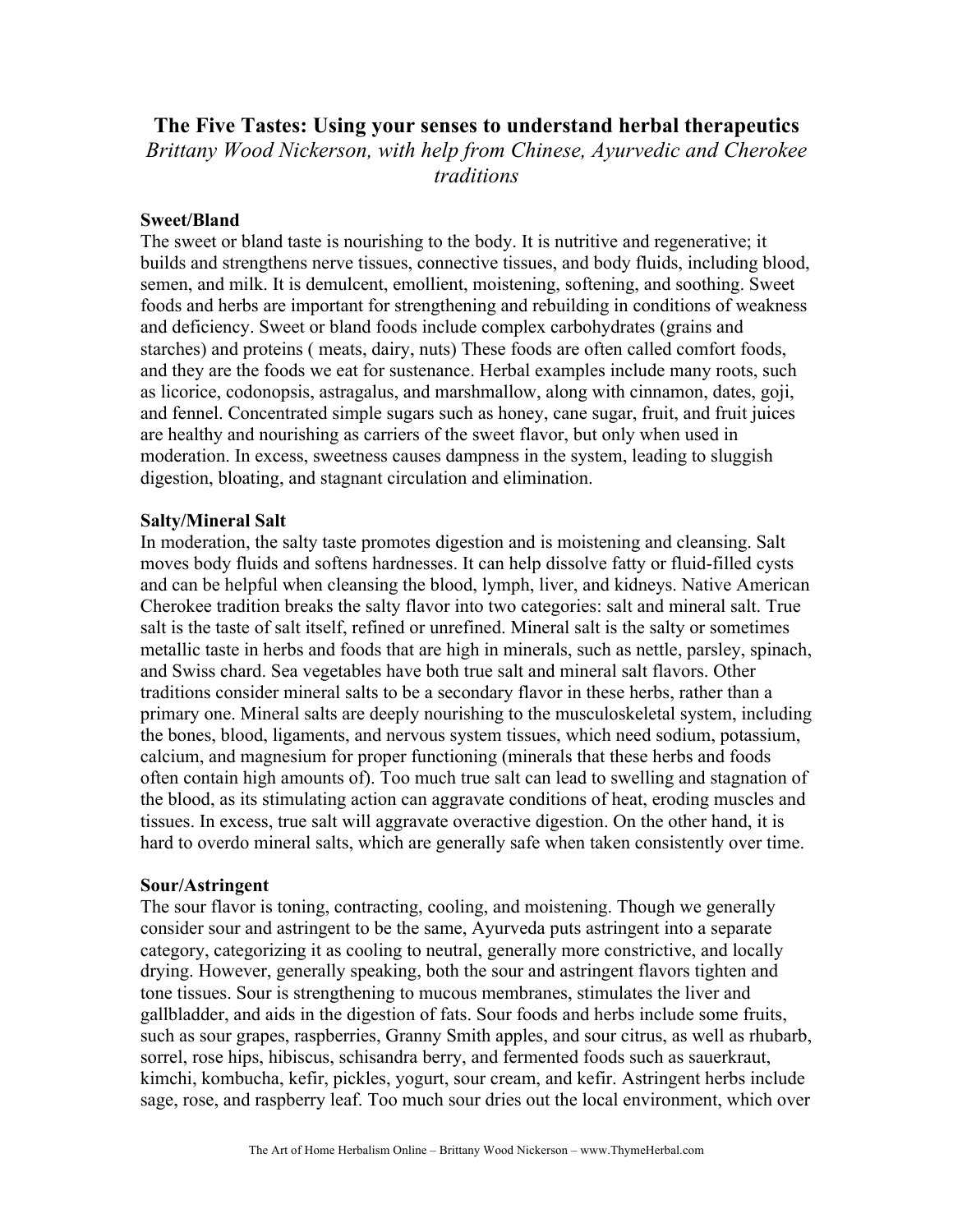# The Five Tastes: Using your senses to understand herbal therapeutics

*Brittany Wood Nickerson, with help from Chinese, Ayurvedic and Cherokee traditions*

**Sweet/Bland**

The sweet or bland taste is nourishing to the body. It is nutritive and regenerative; it builds and strengthens nerve tissues, connective tissues, and body fluids, including blood, semen, and milk. It is demulcent, emollient, moistening, softening, and soothing. Sweet foods and herbs are important for strengthening and rebuilding in conditions of weakness and deficiency. Sweet or bland foods include complex carbohydrates (grains and starches) and proteins ( meats, dairy, nuts) These foods are often called comfort foods, and they are the foods we eat for sustenance. Herbal examples include many roots, such as licorice, codonopsis, astragalus, and marshmallow, along with cinnamon, dates, goji, and fennel. Concentrated simple sugars such as honey, cane sugar, fruit, and fruit juices are healthy and nourishing as carriers of the sweet flavor, but only when used in moderation. In excess, sweetness causes dampness in the system, leading to sluggish digestion, bloating, and stagnant circulation and elimination.

**Salty/Mineral Salt**

In moderation, the salty taste promotes digestion and is moistening and cleansing. Salt moves body fluids and softens hardnesses. It can help dissolve fatty or fluid-filled cysts and can be helpful when cleansing the blood, lymph, liver, and kidneys. Native American Cherokee tradition breaks the salty flavor into two categories: salt and mineral salt. True salt is the taste of salt itself, refined or unrefined. Mineral salt is the salty or sometimes metallic taste in herbs and foods that are high in minerals, such as nettle, parsley, spinach, and Swiss chard. Sea vegetables have both true salt and mineral salt flavors. Other traditions consider mineral salts to be a secondary flavor in these herbs, rather than a primary one. Mineral salts are deeply nourishing to the musculoskeletal system, including the bones, blood, ligaments, and nervous system tissues, which need sodium, potassium, calcium, and magnesium for proper functioning (minerals that these herbs and foods often contain high amounts of). Too much true salt can lead to swelling and stagnation of the blood, as its stimulating action can aggravate conditions of heat, eroding muscles and tissues. In excess, true salt will aggravate overactive digestion. On the other hand, it is hard to overdo mineral salts, which are generally safe when taken consistently over time.

**Sour/Astringent**

The sour flavor is toning, contracting, cooling, and moistening. Though we generally consider sour and astringent to be the same, Ayurveda puts astringent into a separate category, categorizing it as cooling to neutral, generally more constrictive, and locally drying. However, generally speaking, both the sour and astringent flavors tighten and tone tissues. Sour is strengthening to mucous membranes, stimulates the liver and gallbladder, and aids in the digestion of fats. Sour foods and herbs include some fruits, such as sour grapes, raspberries, Granny Smith apples, and sour citrus, as well as rhubarb, sorrel, rose hips, hibiscus, schisandra berry, and fermented foods such as sauerkraut, kimchi, kombucha, kefir, pickles, yogurt, sour cream, and kefir. Astringent herbs include sage, rose, and raspberry leaf. Too much sour dries out the local environment, which over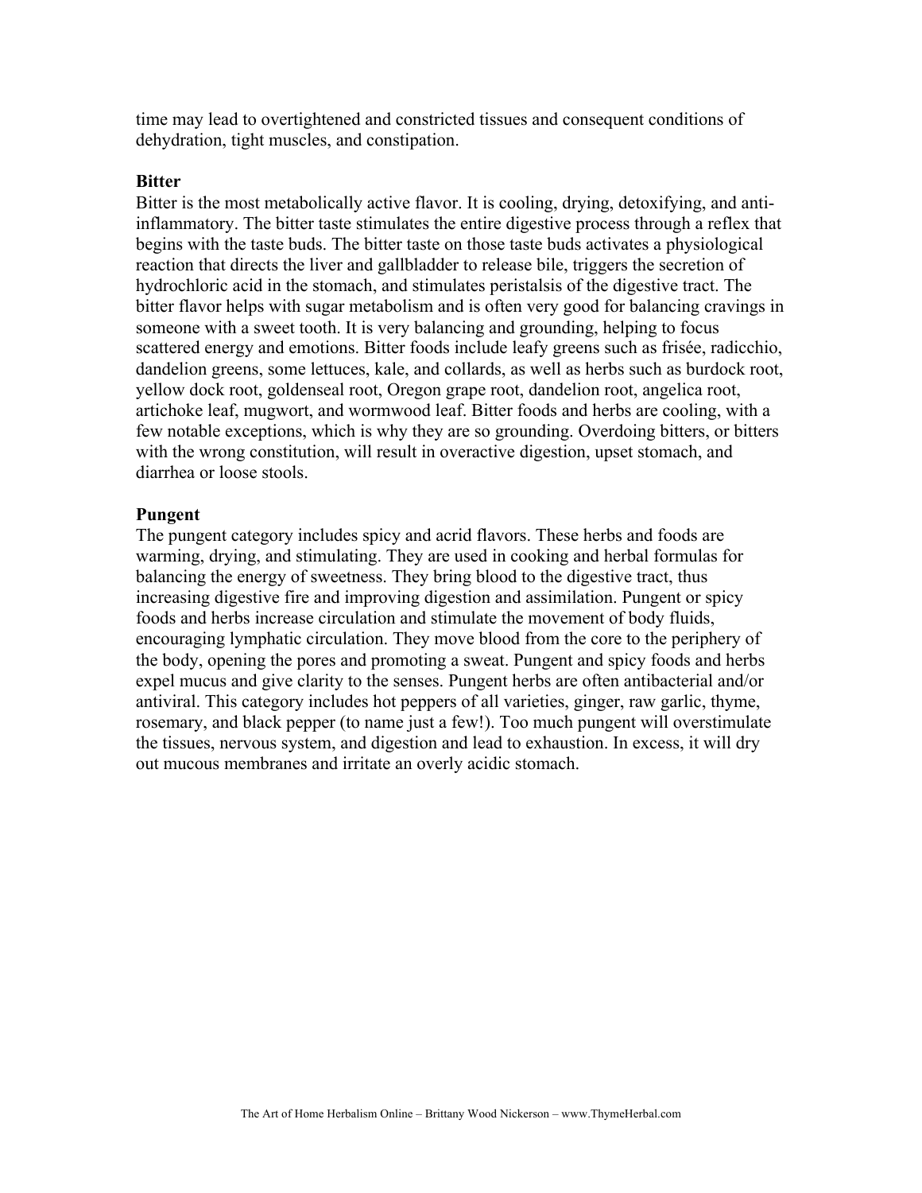time may lead to overtightened and constricted tissues and consequent conditions of dehydration, tight muscles, and constipation.

**Bitter**

Bitter is the most metabolically active flavor. It is cooling, drying, detoxifying, and anti-inflammatory. The bitter taste stimulates the entire digestive process through a reflex that begins with the taste buds. The bitter taste on those taste buds activates a physiological reaction that directs the liver and gallbladder to release bile, triggers the secretion of hydrochloric acid in the stomach, and stimulates peristalsis of the digestive tract. The bitter flavor helps with sugar metabolism and is often very good for balancing cravings in someone with a sweet tooth. It is very balancing and grounding, helping to focus scattered energy and emotions. Bitter foods include leafy greens such as frisée, radicchio, dandelion greens, some lettuces, kale, and collards, as well as herbs such as burdock root, yellow dock root, goldenseal root, Oregon grape root, dandelion root, angelica root, artichoke leaf, mugwort, and wormwood leaf. Bitter foods and herbs are cooling, with a few notable exceptions, which is why they are so grounding. Overdoing bitters, or bitters with the wrong constitution, will result in overactive digestion, upset stomach, and diarrhea or loose stools.

**Pungent**

The pungent category includes spicy and acrid flavors. These herbs and foods are warming, drying, and stimulating. They are used in cooking and herbal formulas for balancing the energy of sweetness. They bring blood to the digestive tract, thus increasing digestive fire and improving digestion and assimilation. Pungent or spicy foods and herbs increase circulation and stimulate the movement of body fluids, encouraging lymphatic circulation. They move blood from the core to the periphery of the body, opening the pores and promoting a sweat. Pungent and spicy foods and herbs expel mucus and give clarity to the senses. Pungent herbs are often antibacterial and/or antiviral. This category includes hot peppers of all varieties, ginger, raw garlic, thyme, rosemary, and black pepper (to name just a few!). Too much pungent will overstimulate the tissues, nervous system, and digestion and lead to exhaustion. In excess, it will dry out mucous membranes and irritate an overly acidic stomach.